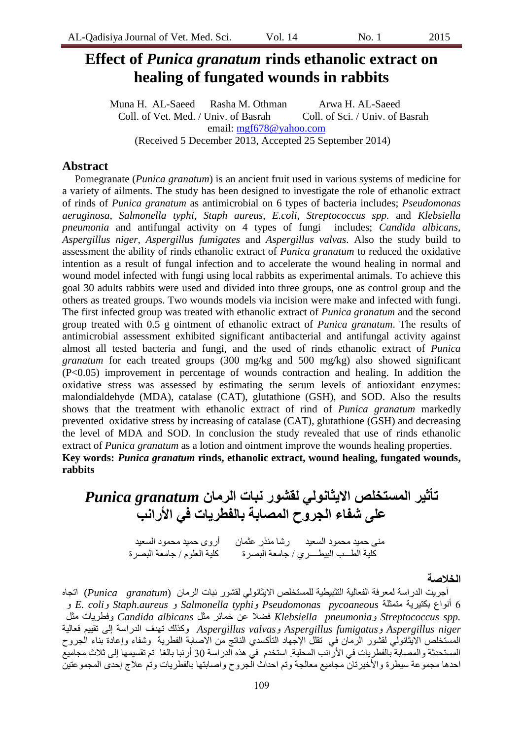# Effect of *Punica granatum* rinds ethanolic extract on healing of fungated wounds in rabbits

Muna H. AL-Saeed Rasha M. Othman Arwa H. AL-Saeed

Coll. of Vet. Med. / Univ. of Basrah Coll. of Sci. / Univ. of Basrah

email: mgf678@yahoo.com

(Received 5 December 2013, Accepted 25 September 2014)

## Abstract

Pomegranate (*Punica granatum*) is an ancient fruit used in various systems of medicine for a variety of ailments. The study has been designed to investigate the role of ethanolic extract of rinds of *Punica granatum* as antimicrobial on 6 types of bacteria includes; *Pseudomonas aeruginosa*, *Salmonella typhi*, *Staph aureus*, *E.coli*, *Streptococcus spp.* and *Klebsiella pneumonia* and antifungal activity on 4 types of fungi includes; *Candida albicans*, *Aspergillus niger*, *Aspergillus fumigates* and *Aspergillus valvas*. Also the study build to assessment the ability of rinds ethanolic extract of *Punica granatum* to reduced the oxidative intention as a result of fungal infection and to accelerate the wound healing in normal and wound model infected with fungi using local rabbits as experimental animals. To achieve this goal 30 adults rabbits were used and divided into three groups, one as control group and the others as treated groups. Two wounds models via incision were make and infected with fungi. The first infected group was treated with ethanolic extract of *Punica granatum* and the second group treated with 0.5 g ointment of ethanolic extract of *Punica granatum*. The results of antimicrobial assessment exhibited significant antibacterial and antifungal activity against almost all tested bacteria and fungi, and the used of rinds ethanolic extract of *Punica granatum* for each treated groups (300 mg/kg and 500 mg/kg) also showed significant ($P<0.05$) improvement in percentage of wounds contraction and healing. In addition the oxidative stress was assessed by estimating the serum levels of antioxidant enzymes: malondialdehyde (MDA), catalase (CAT), glutathione (GSH), and SOD. Also the results shows that the treatment with ethanolic extract of rind of *Punica granatum* markedly prevented oxidative stress by increasing of catalase (CAT), glutathione (GSH) and decreasing the level of MDA and SOD. In conclusion the study revealed that use of rinds ethanolic extract of *Punica granatum* as a lotion and ointment improve the wounds healing properties.

**Key words: *Punica granatum* rinds, ethanolic extract, wound healing, fungated wounds, rabbits**

# تأثير المستخلص الايثانولي لقشور نبات الرمان *Punica granatum* على شفاء الجروح المصابة بالفطريات في الأرانب

منى حميد محمود السعيد رشا منذر عثمان أروى حميد محمود السعيد

كلية الطب البيطري / جامعة البصرة كلية العلوم / جامعة البصرة

## الخلاصة

أجريت الدراسة لمعرفة الفعالية التثبيطية للمستخلص الايثانولي لقشور نبات الرمان (*Punica granatum*) اتجاه 6 أنواع بكتيرية متمثلة *Pseudomonas pycoaneous* و*Salmonella typhi* و *Staph.aureus* و*E. coli* و *Streptococcus spp.* و*Klebsiella pneumonia* فضلا عن خمائر مثل *Candida albicans* وفطريات مثل *Aspergillus niger* و*Aspergillus fumigatus* و*Aspergillus valvas* وكذلك تهدف الدراسة إلى تقييم فعالية المستخلص الايثانولي لقشور الرمان في تقلل الإجهاد التأكسدي الناتج من الاصابة الفطرية وشفاء وإعادة بناء الجروح المستحدثة والمصابة بالفطريات في الأرانب المحلية. استخدم في هذه الدراسة 30 أرنبا بالغا تم تقسيمها إلى ثلاث مجاميع احدها مجموعة سيطرة والأخيرتان مجاميع معالجة وتم احداث الجروح واصابتها بالفطريات وتم علاج إحدى المجموعتين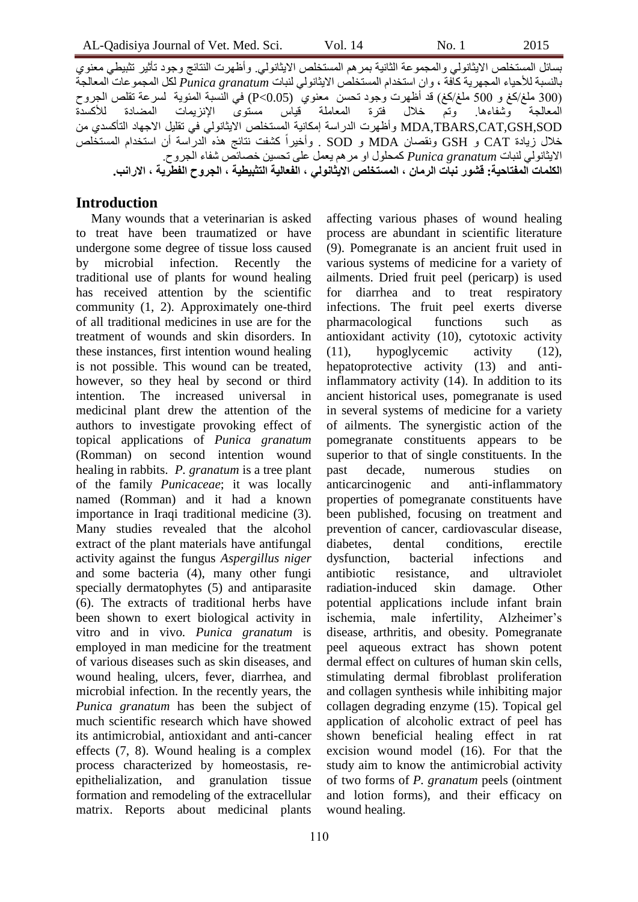بسائل المستخلص الايثانولي والمجموعة الثانية بمرهم المستخلص الايثانولي. وأظهرت النتائج وجود تأثير تثبيطي معنوي بالنسبة للأحياء المجهرية كافة ، وان استخدام المستخلص الايثانولي لنبات *Punica granatum* لكل المجموعات المعالجة (300 ملغ/كغ و 500 ملغ/كغ) قد أظهرت وجود تحسن معنوي (P<0.05) في النسبة المئوية لسرعة تقلص الجروح المعالجة وشفاءها. وتم خلال فترة المعاملة قياس مستوى الإنزيمات المضادة للأكسدة MDA,TBARS,CAT,GSH,SOD وأظهرت الدراسة إمكانية المستخلص الايثانولي في تقليل الاجهاد التأكسدي من خلال زيادة CAT و GSH ونقصان MDA و SOD . وأخيراً كشفت نتائج هذه الدراسة أن استخدام المستخلص الايثانولي لنبات *Punica granatum* كمحلول او مرهم يعمل على تحسين خصائص شفاء الجروح.

**الكلمات المفتاحية: قشور نبات الرمان ، المستخلص الايثانولي ، الفعالية التثبيطية ، الجروح الفطرية ، الارانب.**

## Introduction

Many wounds that a veterinarian is asked to treat have been traumatized or have undergone some degree of tissue loss caused by microbial infection. Recently the traditional use of plants for wound healing has received attention by the scientific community (1, 2). Approximately one-third of all traditional medicines in use are for the treatment of wounds and skin disorders. In these instances, first intention wound healing is not possible. This wound can be treated, however, so they heal by second or third intention. The increased universal in medicinal plant drew the attention of the authors to investigate provoking effect of topical applications of *Punica granatum* (Romman) on second intention wound healing in rabbits. *P. granatum* is a tree plant of the family *Punicaceae*; it was locally named (Romman) and it had a known importance in Iraqi traditional medicine (3). Many studies revealed that the alcohol extract of the plant materials have antifungal activity against the fungus *Aspergillus niger* and some bacteria (4), many other fungi specially dermatophytes (5) and antiparasite (6). The extracts of traditional herbs have been shown to exert biological activity in vitro and in vivo. *Punica granatum* is employed in man medicine for the treatment of various diseases such as skin diseases, and wound healing, ulcers, fever, diarrhea, and microbial infection. In the recently years, the *Punica granatum* has been the subject of much scientific research which have showed its antimicrobial, antioxidant and anti-cancer effects (7, 8). Wound healing is a complex process characterized by homeostasis, re-epithelialization, and granulation tissue formation and remodeling of the extracellular matrix. Reports about medicinal plants affecting various phases of wound healing process are abundant in scientific literature (9). Pomegranate is an ancient fruit used in various systems of medicine for a variety of ailments. Dried fruit peel (pericarp) is used for diarrhea and to treat respiratory infections. The fruit peel exerts diverse pharmacological functions such as antioxidant activity (10), cytotoxic activity (11), hypoglycemic activity (12), hepatoprotective activity (13) and anti-inflammatory activity (14). In addition to its ancient historical uses, pomegranate is used in several systems of medicine for a variety of ailments. The synergistic action of the pomegranate constituents appears to be superior to that of single constituents. In the past decade, numerous studies on anticarcinogenic and anti-inflammatory properties of pomegranate constituents have been published, focusing on treatment and prevention of cancer, cardiovascular disease, diabetes, dental conditions, erectile dysfunction, bacterial infections and antibiotic resistance, and ultraviolet radiation-induced skin damage. Other potential applications include infant brain ischemia, male infertility, Alzheimer's disease, arthritis, and obesity. Pomegranate peel aqueous extract has shown potent dermal effect on cultures of human skin cells, stimulating dermal fibroblast proliferation and collagen synthesis while inhibiting major collagen degrading enzyme (15). Topical gel application of alcoholic extract of peel has shown beneficial healing effect in rat excision wound model (16). For that the study aim to know the antimicrobial activity of two forms of *P. granatum* peels (ointment and lotion forms), and their efficacy on wound healing.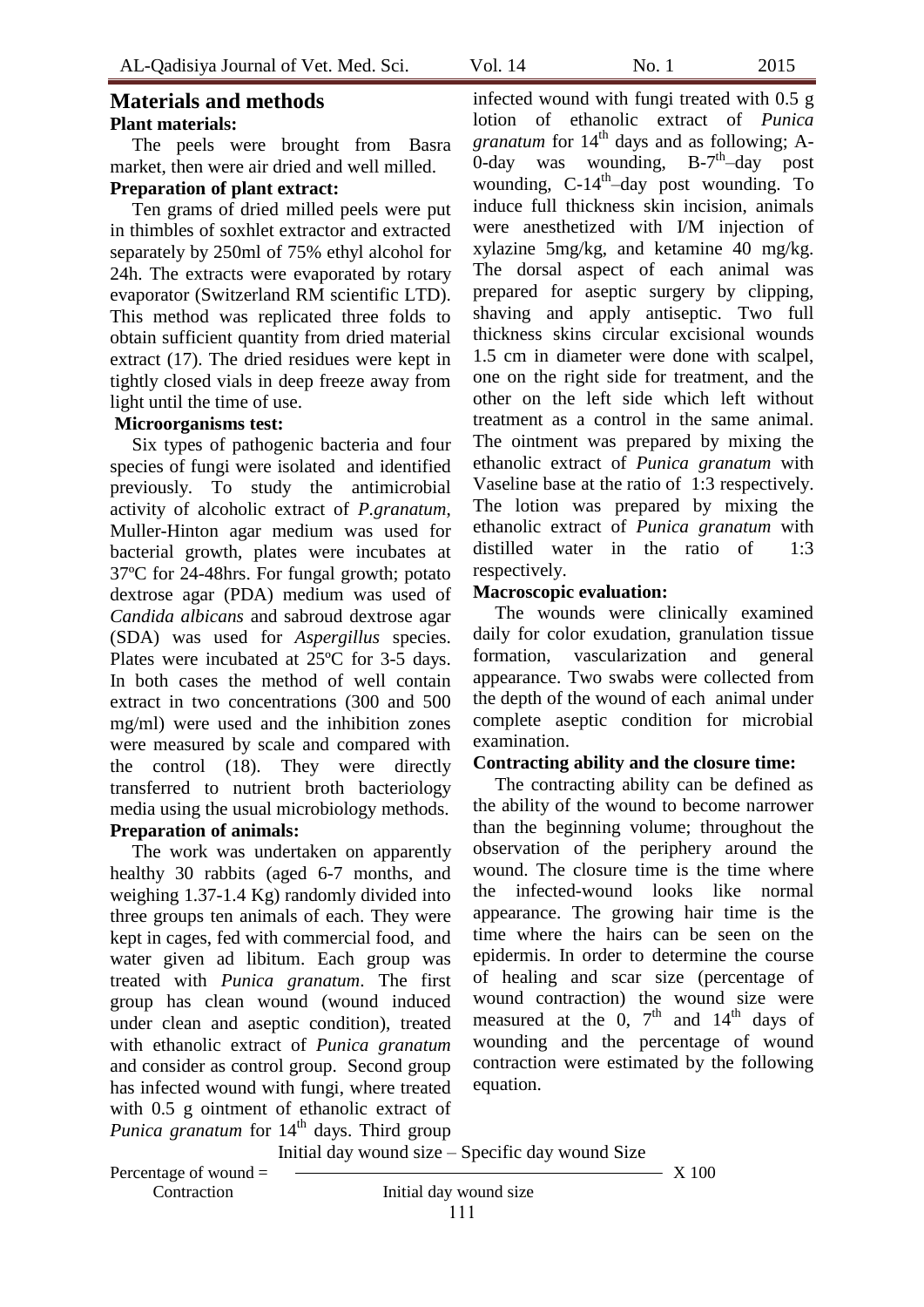## Materials and methods

### Plant materials:

The peels were brought from Basra market, then were air dried and well milled.

### Preparation of plant extract:

Ten grams of dried milled peels were put in thimbles of soxhlet extractor and extracted separately by 250ml of 75% ethyl alcohol for 24h. The extracts were evaporated by rotary evaporator (Switzerland RM scientific LTD). This method was replicated three folds to obtain sufficient quantity from dried material extract (17). The dried residues were kept in tightly closed vials in deep freeze away from light until the time of use.

### Microorganisms test:

Six types of pathogenic bacteria and four species of fungi were isolated and identified previously. To study the antimicrobial activity of alcoholic extract of *P.granatum*, Muller-Hinton agar medium was used for bacterial growth, plates were incubates at 37ºC for 24-48hrs. For fungal growth; potato dextrose agar (PDA) medium was used of *Candida albicans* and sabroud dextrose agar (SDA) was used for *Aspergillus* species. Plates were incubated at 25ºC for 3-5 days. In both cases the method of well contain extract in two concentrations (300 and 500 mg/ml) were used and the inhibition zones were measured by scale and compared with the control (18). They were directly transferred to nutrient broth bacteriology media using the usual microbiology methods.

### Preparation of animals:

The work was undertaken on apparently healthy 30 rabbits (aged 6-7 months, and weighing 1.37-1.4 Kg) randomly divided into three groups ten animals of each. They were kept in cages, fed with commercial food, and water given ad libitum. Each group was treated with *Punica granatum*. The first group has clean wound (wound induced under clean and aseptic condition), treated with ethanolic extract of *Punica granatum* and consider as control group. Second group has infected wound with fungi, where treated with 0.5 g ointment of ethanolic extract of *Punica granatum* for 14th days. Third group infected wound with fungi treated with 0.5 g lotion of ethanolic extract of *Punica granatum* for 14th days and as following; A-0-day was wounding, B-7th–day post wounding, C-14th–day post wounding. To induce full thickness skin incision, animals were anesthetized with I/M injection of xylazine 5mg/kg, and ketamine 40 mg/kg. The dorsal aspect of each animal was prepared for aseptic surgery by clipping, shaving and apply antiseptic. Two full thickness skins circular excisional wounds 1.5 cm in diameter were done with scalpel, one on the right side for treatment, and the other on the left side which left without treatment as a control in the same animal. The ointment was prepared by mixing the ethanolic extract of *Punica granatum* with Vaseline base at the ratio of 1:3 respectively. The lotion was prepared by mixing the ethanolic extract of *Punica granatum* with distilled water in the ratio of 1:3 respectively.

### Macroscopic evaluation:

The wounds were clinically examined daily for color exudation, granulation tissue formation, vascularization and general appearance. Two swabs were collected from the depth of the wound of each animal under complete aseptic condition for microbial examination.

### Contracting ability and the closure time:

The contracting ability can be defined as the ability of the wound to become narrower than the beginning volume; throughout the observation of the periphery around the wound. The closure time is the time where the infected-wound looks like normal appearance. The growing hair time is the time where the hairs can be seen on the epidermis. In order to determine the course of healing and scar size (percentage of wound contraction) the wound size were measured at the 0, 7th and 14th days of wounding and the percentage of wound contraction were estimated by the following equation.

$$\text{Percentage of wound Contraction} = \frac{\text{Initial day wound size} - \text{Specific day wound Size}}{\text{Initial day wound size}} \times 100$$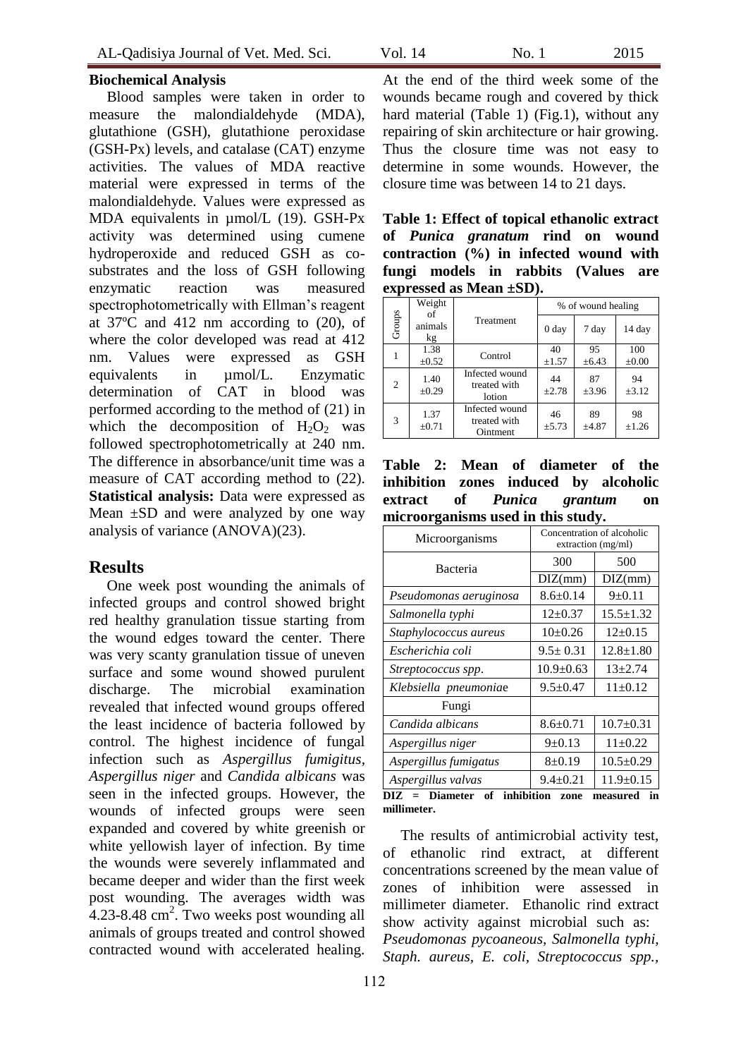**Biochemical Analysis**

Blood samples were taken in order to measure the malondialdehyde (MDA), glutathione (GSH), glutathione peroxidase (GSH-Px) levels, and catalase (CAT) enzyme activities. The values of MDA reactive material were expressed in terms of the malondialdehyde. Values were expressed as MDA equivalents in µmol/L (19). GSH-Px activity was determined using cumene hydroperoxide and reduced GSH as co-substrates and the loss of GSH following enzymatic reaction was measured spectrophotometrically with Ellman's reagent at 37ºC and 412 nm according to (20), of where the color developed was read at 412 nm. Values were expressed as GSH equivalents in µmol/L. Enzymatic determination of CAT in blood was performed according to the method of (21) in which the decomposition of $H_2O_2$ was followed spectrophotometrically at 240 nm. The difference in absorbance/unit time was a measure of CAT according method to (22).

**Statistical analysis:** Data were expressed as Mean ±SD and were analyzed by one way analysis of variance (ANOVA)(23).

## Results

One week post wounding the animals of infected groups and control showed bright red healthy granulation tissue starting from the wound edges toward the center. There was very scanty granulation tissue of uneven surface and some wound showed purulent discharge. The microbial examination revealed that infected wound groups offered the least incidence of bacteria followed by control. The highest incidence of fungal infection such as *Aspergillus fumigitus*, *Aspergillus niger* and *Candida albicans* was seen in the infected groups. However, the wounds of infected groups were seen expanded and covered by white greenish or white yellowish layer of infection. By time the wounds were severely inflammated and became deeper and wider than the first week post wounding. The averages width was 4.23-8.48 cm$^2$. Two weeks post wounding all animals of groups treated and control showed contracted wound with accelerated healing. At the end of the third week some of the wounds became rough and covered by thick hard material (Table 1) (Fig.1), without any repairing of skin architecture or hair growing. Thus the closure time was not easy to determine in some wounds. However, the closure time was between 14 to 21 days.

**Table 1: Effect of topical ethanolic extract of *Punica granatum* rind on wound contraction (%) in infected wound with fungi models in rabbits (Values are expressed as Mean ±SD).**

| Groups | Weight of animals kg | Treatment | % of wound healing | | |
|---|---|---|---|---|---|
| | | | 0 day | 7 day | 14 day |
| 1 | 1.38 ±0.52 | Control | 40 ±1.57 | 95 ±6.43 | 100 ±0.00 |
| 2 | 1.40 ±0.29 | Infected wound treated with lotion | 44 ±2.78 | 87 ±3.96 | 94 ±3.12 |
| 3 | 1.37 ±0.71 | Infected wound treated with Ointment | 46 ±5.73 | 89 ±4.87 | 98 ±1.26 |

**Table 2: Mean of diameter of the inhibition zones induced by alcoholic extract of *Punica grantum* on microorganisms used in this study.**

| Microorganisms | Concentration of alcoholic extraction (mg/ml) | |
|---|---|---|
| Bacteria | 300 | 500 |
| | DIZ(mm) | DIZ(mm) |
| *Pseudomonas aeruginosa* | 8.6±0.14 | 9±0.11 |
| *Salmonella typhi* | 12±0.37 | 15.5±1.32 |
| *Staphylococcus aureus* | 10±0.26 | 12±0.15 |
| *Escherichia coli* | 9.5± 0.31 | 12.8±1.80 |
| *Streptococcus spp*. | 10.9±0.63 | 13±2.74 |
| *Klebsiella pneumoniae* | 9.5±0.47 | 11±0.12 |
| Fungi | | |
| *Candida albicans* | 8.6±0.71 | 10.7±0.31 |
| *Aspergillus niger* | 9±0.13 | 11±0.22 |
| *Aspergillus fumigatus* | 8±0.19 | 10.5±0.29 |
| *Aspergillus valvas* | 9.4±0.21 | 11.9±0.15 |

**DIZ = Diameter of inhibition zone measured in millimeter.**

The results of antimicrobial activity test, of ethanolic rind extract, at different concentrations screened by the mean value of zones of inhibition were assessed in millimeter diameter. Ethanolic rind extract show activity against microbial such as: *Pseudomonas pycoaneous, Salmonella typhi, Staph. aureus, E. coli, Streptococcus spp.,*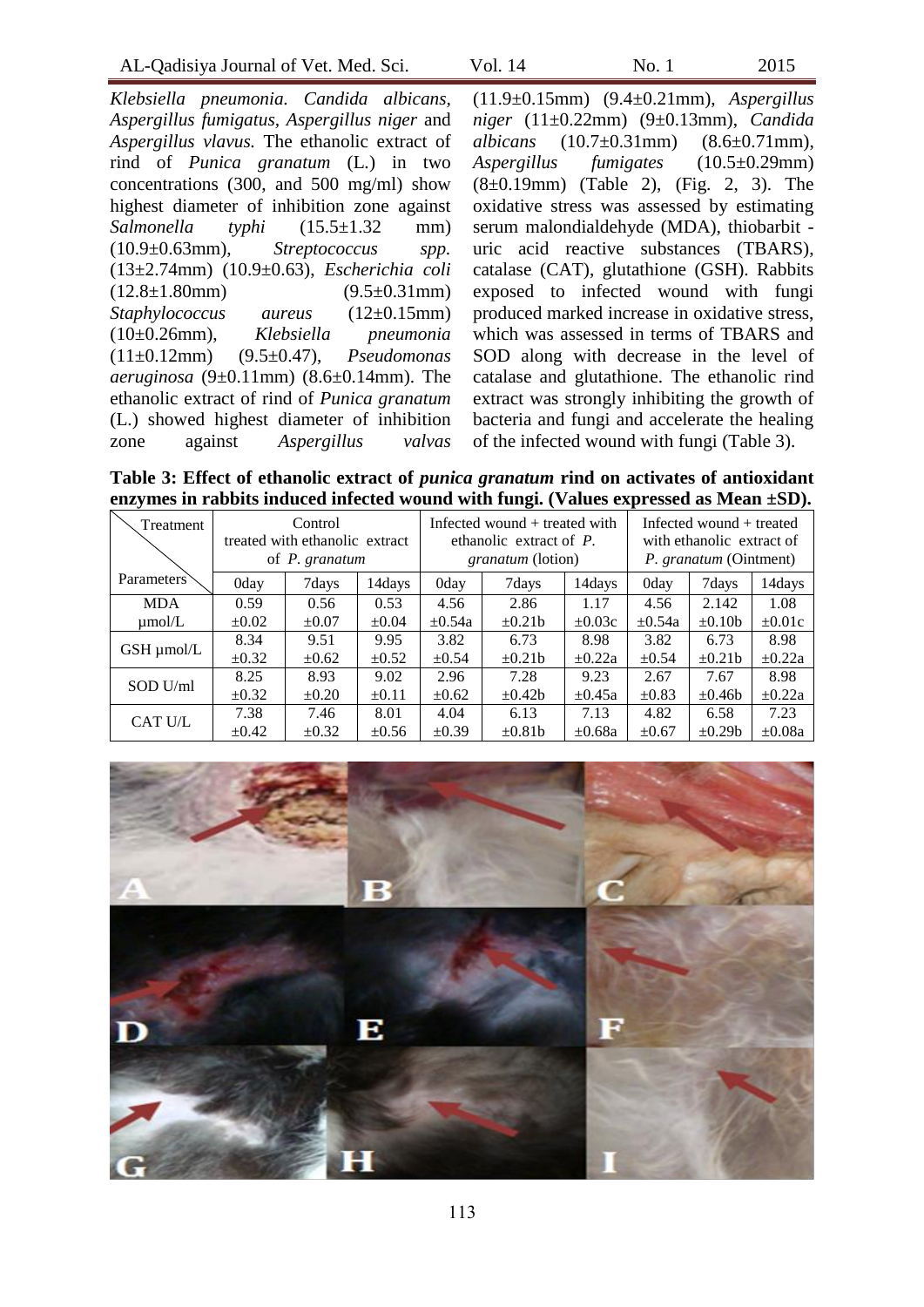*Klebsiella pneumonia. Candida albicans*, *Aspergillus fumigatus*, *Aspergillus niger* and *Aspergillus vlavus.* The ethanolic extract of rind of *Punica granatum* (L.) in two concentrations (300, and 500 mg/ml) show highest diameter of inhibition zone against *Salmonella typhi* (15.5±1.32 mm) (10.9±0.63mm), *Streptococcus spp.* (13±2.74mm) (10.9±0.63), *Escherichia coli* (12.8±1.80mm) (9.5±0.31mm) *Staphylococcus aureus* (12±0.15mm) (10±0.26mm), *Klebsiella pneumonia* (11±0.12mm) (9.5±0.47), *Pseudomonas aeruginosa* (9±0.11mm) (8.6±0.14mm). The ethanolic extract of rind of *Punica granatum* (L.) showed highest diameter of inhibition zone against *Aspergillus valvas* (11.9±0.15mm) (9.4±0.21mm), *Aspergillus niger* (11±0.22mm) (9±0.13mm), *Candida albicans* (10.7±0.31mm) (8.6±0.71mm), *Aspergillus fumigates* (10.5±0.29mm) (8±0.19mm) (Table 2), (Fig. 2, 3). The oxidative stress was assessed by estimating serum malondialdehyde (MDA), thiobarbit - uric acid reactive substances (TBARS), catalase (CAT), glutathione (GSH). Rabbits exposed to infected wound with fungi produced marked increase in oxidative stress, which was assessed in terms of TBARS and SOD along with decrease in the level of catalase and glutathione. The ethanolic rind extract was strongly inhibiting the growth of bacteria and fungi and accelerate the healing of the infected wound with fungi (Table 3).

**Table 3: Effect of ethanolic extract of *punica granatum* rind on activates of antioxidant enzymes in rabbits induced infected wound with fungi. (Values expressed as Mean ±SD).**

| Treatment / Parameters | Control treated with ethanolic extract of *P. granatum* | | | Infected wound + treated with ethanolic extract of *P. granatum* (lotion) | | | Infected wound + treated with ethanolic extract of *P. granatum* (Ointment) | | |
|---|---|---|---|---|---|---|---|---|---|
| | 0day | 7days | 14days | 0day | 7days | 14days | 0day | 7days | 14days |
| MDA µmol/L | 0.59 ±0.02 | 0.56 ±0.07 | 0.53 ±0.04 | 4.56 ±0.54a | 2.86 ±0.21b | 1.17 ±0.03c | 4.56 ±0.54a | 2.142 ±0.10b | 1.08 ±0.01c |
| GSH µmol/L | 8.34 ±0.32 | 9.51 ±0.62 | 9.95 ±0.52 | 3.82 ±0.54 | 6.73 ±0.21b | 8.98 ±0.22a | 3.82 ±0.54 | 6.73 ±0.21b | 8.98 ±0.22a |
| SOD U/ml | 8.25 ±0.32 | 8.93 ±0.20 | 9.02 ±0.11 | 2.96 ±0.62 | 7.28 ±0.42b | 9.23 ±0.45a | 2.67 ±0.83 | 7.67 ±0.46b | 8.98 ±0.22a |
| CAT U/L | 7.38 ±0.42 | 7.46 ±0.32 | 8.01 ±0.56 | 4.04 ±0.39 | 6.13 ±0.81b | 7.13 ±0.68a | 4.82 ±0.67 | 6.58 ±0.29b | 7.23 ±0.08a |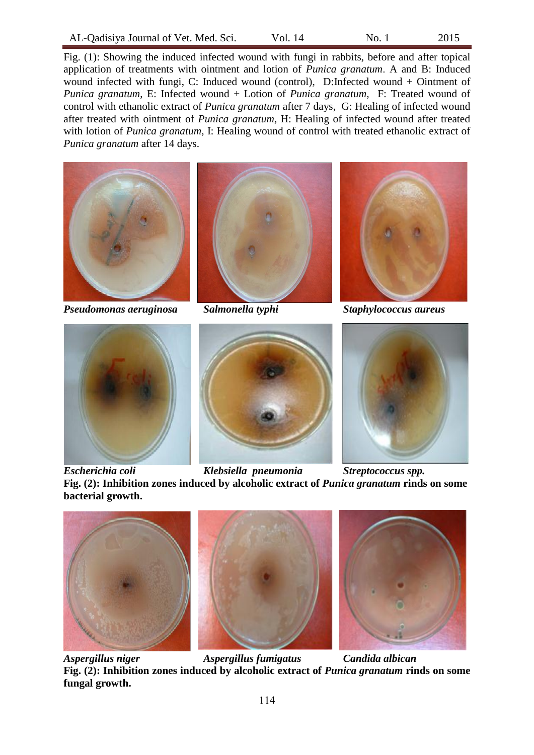Fig. (1): Showing the induced infected wound with fungi in rabbits, before and after topical application of treatments with ointment and lotion of *Punica granatum*. A and B: Induced wound infected with fungi, C: Induced wound (control), D:Infected wound + Ointment of *Punica granatum*, E: Infected wound + Lotion of *Punica granatum*, F: Treated wound of control with ethanolic extract of *Punica granatum* after 7 days, G: Healing of infected wound after treated with ointment of *Punica granatum*, H: Healing of infected wound after treated with lotion of *Punica granatum*, I: Healing wound of control with treated ethanolic extract of *Punica granatum* after 14 days.

***Pseudomonas aeruginosa*** ***Salmonella typhi*** ***Staphylococcus aureus***

***Escherichia coli*** ***Klebsiella pneumonia*** ***Streptococcus spp.***

**Fig. (2): Inhibition zones induced by alcoholic extract of *Punica granatum* rinds on some bacterial growth.**

***Aspergillus niger*** ***Aspergillus fumigatus*** ***Candida albican***

**Fig. (2): Inhibition zones induced by alcoholic extract of *Punica granatum* rinds on some fungal growth.**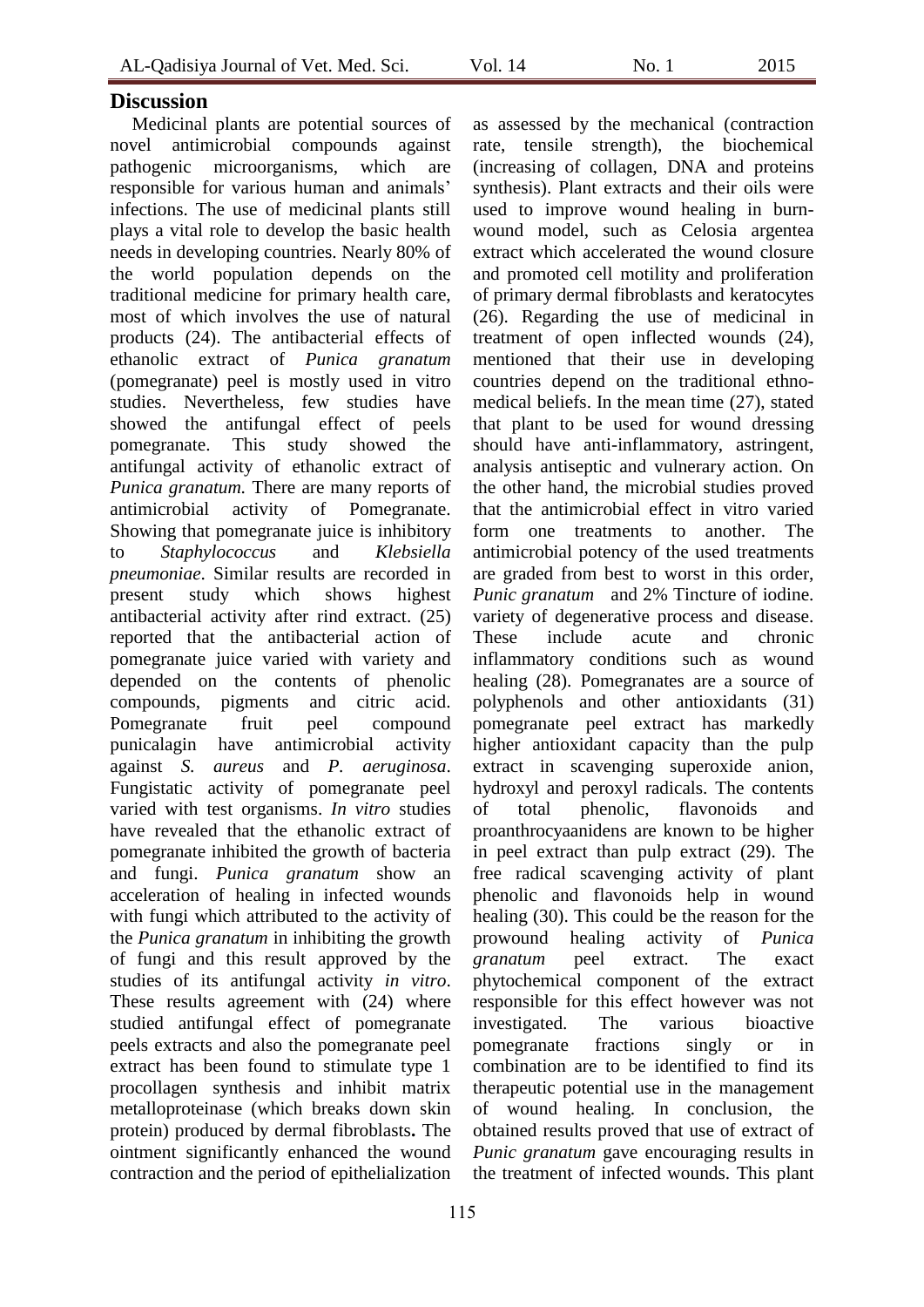## Discussion

Medicinal plants are potential sources of novel antimicrobial compounds against pathogenic microorganisms, which are responsible for various human and animals' infections. The use of medicinal plants still plays a vital role to develop the basic health needs in developing countries. Nearly 80% of the world population depends on the traditional medicine for primary health care, most of which involves the use of natural products (24). The antibacterial effects of ethanolic extract of *Punica granatum* (pomegranate) peel is mostly used in vitro studies. Nevertheless, few studies have showed the antifungal effect of peels pomegranate. This study showed the antifungal activity of ethanolic extract of *Punica granatum.* There are many reports of antimicrobial activity of Pomegranate. Showing that pomegranate juice is inhibitory to *Staphylococcus* and *Klebsiella pneumoniae*. Similar results are recorded in present study which shows highest antibacterial activity after rind extract. (25) reported that the antibacterial action of pomegranate juice varied with variety and depended on the contents of phenolic compounds, pigments and citric acid. Pomegranate fruit peel compound punicalagin have antimicrobial activity against *S. aureus* and *P. aeruginosa*. Fungistatic activity of pomegranate peel varied with test organisms. *In vitro* studies have revealed that the ethanolic extract of pomegranate inhibited the growth of bacteria and fungi. *Punica granatum* show an acceleration of healing in infected wounds with fungi which attributed to the activity of the *Punica granatum* in inhibiting the growth of fungi and this result approved by the studies of its antifungal activity *in vitro*. These results agreement with (24) where studied antifungal effect of pomegranate peels extracts and also the pomegranate peel extract has been found to stimulate type 1 procollagen synthesis and inhibit matrix metalloproteinase (which breaks down skin protein) produced by dermal fibroblasts**.** The ointment significantly enhanced the wound contraction and the period of epithelialization as assessed by the mechanical (contraction rate, tensile strength), the biochemical (increasing of collagen, DNA and proteins synthesis). Plant extracts and their oils were used to improve wound healing in burn-wound model, such as Celosia argentea extract which accelerated the wound closure and promoted cell motility and proliferation of primary dermal fibroblasts and keratocytes (26). Regarding the use of medicinal in treatment of open inflected wounds (24), mentioned that their use in developing countries depend on the traditional ethno-medical beliefs. In the mean time (27), stated that plant to be used for wound dressing should have anti-inflammatory, astringent, analysis antiseptic and vulnerary action. On the other hand, the microbial studies proved that the antimicrobial effect in vitro varied form one treatments to another. The antimicrobial potency of the used treatments are graded from best to worst in this order, *Punic granatum* and 2% Tincture of iodine. variety of degenerative process and disease. These include acute and chronic inflammatory conditions such as wound healing (28). Pomegranates are a source of polyphenols and other antioxidants (31) pomegranate peel extract has markedly higher antioxidant capacity than the pulp extract in scavenging superoxide anion, hydroxyl and peroxyl radicals. The contents of total phenolic, flavonoids and proanthrocyaanidens are known to be higher in peel extract than pulp extract (29). The free radical scavenging activity of plant phenolic and flavonoids help in wound healing (30). This could be the reason for the prowound healing activity of *Punica granatum* peel extract. The exact phytochemical component of the extract responsible for this effect however was not investigated. The various bioactive pomegranate fractions singly or in combination are to be identified to find its therapeutic potential use in the management of wound healing. In conclusion, the obtained results proved that use of extract of *Punic granatum* gave encouraging results in the treatment of infected wounds. This plant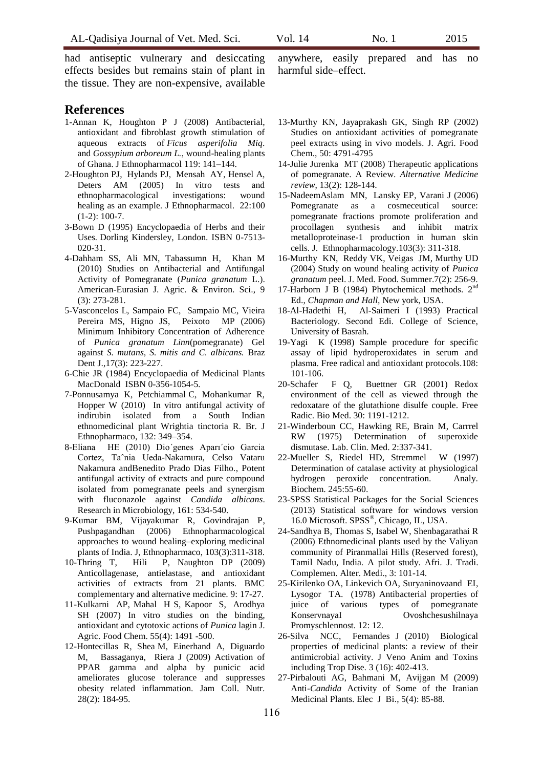had antiseptic vulnerary and desiccating effects besides but remains stain of plant in the tissue. They are non-expensive, available anywhere, easily prepared and has no harmful side–effect.

## References

1-Annan K, Houghton P J (2008) Antibacterial, antioxidant and fibroblast growth stimulation of aqueous extracts of *Ficus asperifolia Miq*. and *Gossypium arboreum L.*, wound-healing plants of Ghana. J Ethnopharmacol 119: 141–144.

2-Houghton PJ, Hylands PJ, Mensah AY, Hensel A, Deters AM (2005) In vitro tests and ethnopharmacological investigations: wound healing as an example. J Ethnopharmacol. 22:100 (1-2): 100-7.

3-Bown D (1995) Encyclopaedia of Herbs and their Uses. Dorling Kindersley, London. ISBN 0-7513-020-31.

4-Dahham SS, Ali MN, Tabassumn H, Khan M (2010) Studies on Antibacterial and Antifungal Activity of Pomegranate (*Punica granatum* L.). American-Eurasian J. Agric. & Environ. Sci., 9 (3): 273-281.

5-Vasconcelos L, Sampaio FC, Sampaio MC, Vieira Pereira MS, Higno JS, Peixoto MP (2006) Minimum Inhibitory Concentration of Adherence of *Punica granatum Linn*(pomegranate) Gel against *S. mutans, S. mitis and C. albicans.* Braz Dent J.,17(3): 223-227.

6-Chie JR (1984) Encyclopaedia of Medicinal Plants MacDonald ISBN 0-356-1054-5.

7-Ponnusamya K, Petchiammal C, Mohankumar R, Hopper W (2010) In vitro antifungal activity of indirubin isolated from a South Indian ethnomedicinal plant Wrightia tinctoria R. Br. J Ethnopharmaco, 132: 349–354.

8-Eliana HE (2010) Dio´genes Aparı´cio Garcia Cortez, Taˆnia Ueda-Nakamura, Celso Vataru Nakamura andBenedito Prado Dias Filho., Potent antifungal activity of extracts and pure compound isolated from pomegranate peels and synergism with fluconazole against *Candida albicans*. Research in Microbiology, 161: 534-540.

9-Kumar BM, Vijayakumar R, Govindrajan P, Pushpagandhan (2006) Ethnopharmacological approaches to wound healing–exploring medicinal plants of India. J, Ethnopharmaco, 103(3):311-318.

10-Thring T, Hili P, Naughton DP (2009) Anticollagenase, antielastase, and antioxidant activities of extracts from 21 plants. BMC complementary and alternative medicine. 9: 17-27.

11-Kulkarni AP, Mahal H S, Kapoor S, Arodhya SH (2007) In vitro studies on the binding, antioxidant and cytotoxic actions of *Punica* lagin J. Agric. Food Chem. 55(4): 1491 -500.

12-Hontecillas R, Shea M, Einerhand A, Diguardo M, Bassaganya, Riera J (2009) Activation of PPAR gamma and alpha by punicic acid ameliorates glucose tolerance and suppresses obesity related inflammation. Jam Coll. Nutr. 28(2): 184-95.

13-Murthy KN, Jayaprakash GK, Singh RP (2002) Studies on antioxidant activities of pomegranate peel extracts using in vivo models. J. Agri. Food Chem., 50: 4791-4795

14-Julie Jurenka MT (2008) Therapeutic applications of pomegranate. A Review. *Alternative Medicine review*, 13(2): 128-144.

15-NadeemAslam MN, Lansky EP, Varani J (2006) Pomegranate as a cosmeceutical source: pomegranate fractions promote proliferation and procollagen synthesis and inhibit matrix metalloproteinase-1 production in human skin cells. J. Ethnopharmacology.103(3): 311-318.

16-Murthy KN, Reddy VK, Veigas JM, Murthy UD (2004) Study on wound healing activity of *Punica granatum* peel. J. Med. Food. Summer.7(2): 256-9.

17-Harborn J B (1984) Phytochemical methods. 2nd Ed., *Chapman and Hall*, New york, USA.

18-Al-Hadethi H, Al-Saimeri I (1993) Practical Bacteriology. Second Edi. College of Science, University of Basrah.

19-Yagi K (1998) Sample procedure for specific assay of lipid hydroperoxidates in serum and plasma. Free radical and antioxidant protocols.108: 101-106.

20-Schafer F Q, Buettner GR (2001) Redox environment of the cell as viewed through the redoxatare of the glutathione disulfe couple. Free Radic. Bio Med. 30: 1191-1212.

21-Winderboun CC, Hawking RE, Brain M, Carrrel RW (1975) Determination of superoxide dismutase. Lab. Clin. Med. 2:337-341.

22-Mueller S, Riedel HD, Stremmel W (1997) Determination of catalase activity at physiological hydrogen peroxide concentration. Analy. Biochem. 245:55-60.

23-SPSS Statistical Packages for the Social Sciences (2013) Statistical software for windows version 16.0 Microsoft. SPSS®, Chicago, IL, USA.

24-Sandhya B, Thomas S, Isabel W, Shenbagarathai R (2006) Ethnomedicinal plants used by the Valiyan community of Piranmallai Hills (Reserved forest), Tamil Nadu, India. A pilot study. Afri. J. Tradi. Complemen. Alter. Medi., 3: 101-14.

25-Kirilenko OA, Linkevich OA, Suryaninovaand EI, Lysogor TA. (1978) Antibacterial properties of juice of various types of pomegranate KonservnayaI Ovoshchesushilnaya Promyschlennost. 12: 12.

26-Silva NCC, Fernandes J (2010) Biological properties of medicinal plants: a review of their antimicrobial activity. J Veno Anim and Toxins including Trop Dise. 3 (16): 402-413.

27-Pirbalouti AG, Bahmani M, Avijgan M (2009) Anti-*Candida* Activity of Some of the Iranian Medicinal Plants. Elec J Bi., 5(4): 85-88.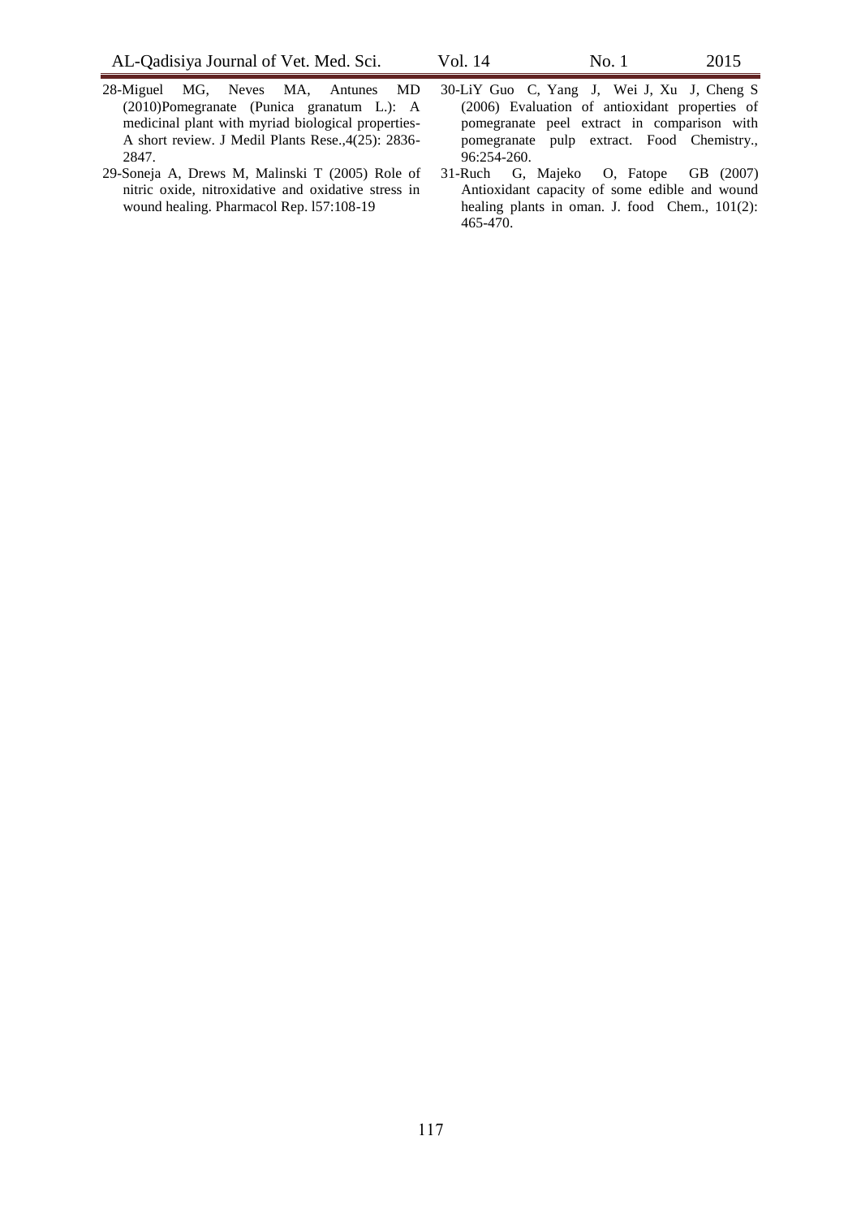28-Miguel MG, Neves MA, Antunes MD (2010)Pomegranate (Punica granatum L.): A medicinal plant with myriad biological properties-A short review. J Medil Plants Rese.,4(25): 2836-2847.

29-Soneja A, Drews M, Malinski T (2005) Role of nitric oxide, nitroxidative and oxidative stress in wound healing. Pharmacol Rep. l57:108-19

30-LiY Guo C, Yang J, Wei J, Xu J, Cheng S (2006) Evaluation of antioxidant properties of pomegranate peel extract in comparison with pomegranate pulp extract. Food Chemistry., 96:254-260.

31-Ruch G, Majeko O, Fatope GB (2007) Antioxidant capacity of some edible and wound healing plants in oman. J. food Chem., 101(2): 465-470.